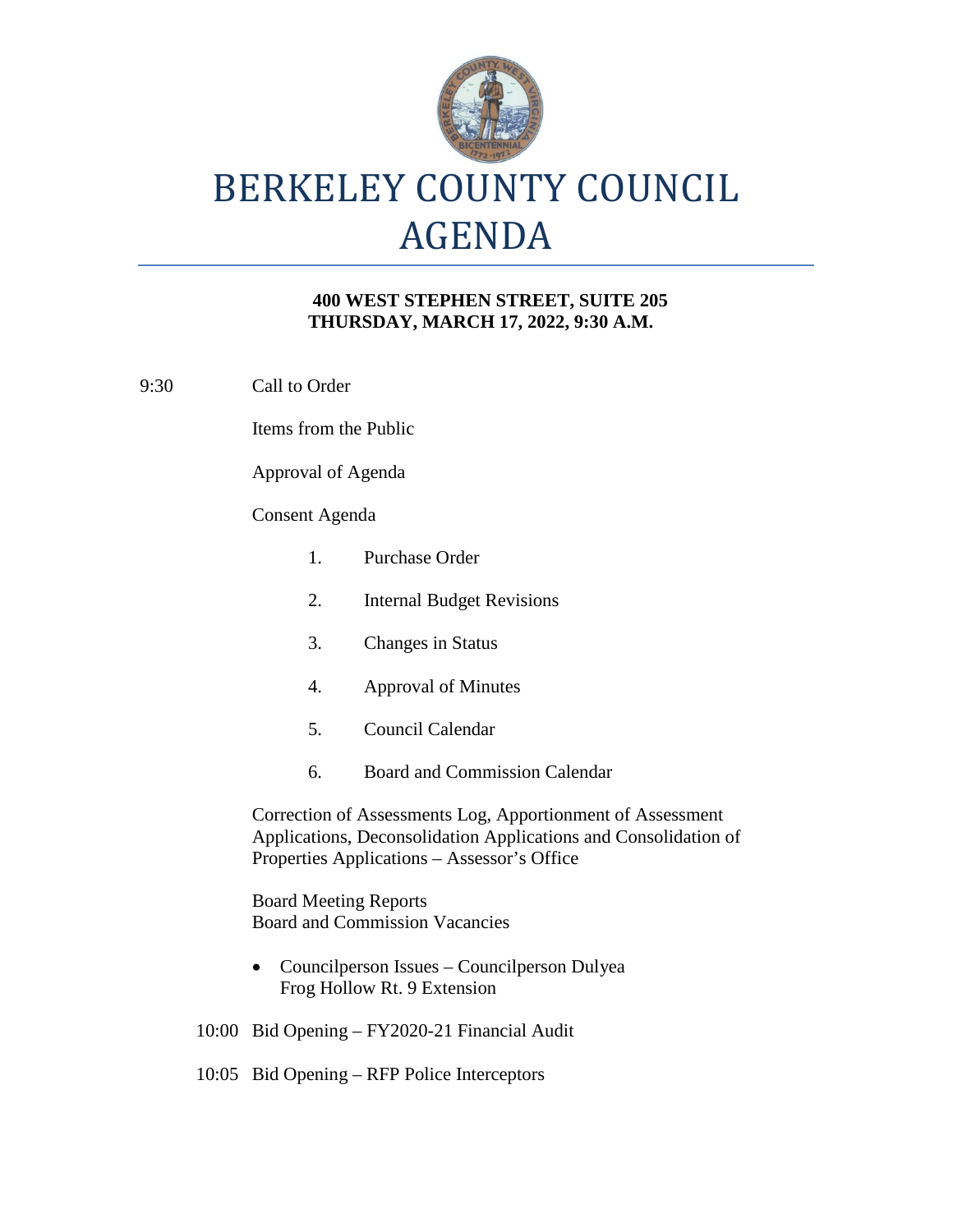# BERKELEY COUNTY COUNCIL AGENDA

**400 WEST STEPHEN STREET, SUITE 205**
**THURSDAY, MARCH 17, 2022, 9:30 A.M.**

9:30 Call to Order

Items from the Public

Approval of Agenda

Consent Agenda

1. Purchase Order
2. Internal Budget Revisions
3. Changes in Status
4. Approval of Minutes
5. Council Calendar
6. Board and Commission Calendar

Correction of Assessments Log, Apportionment of Assessment Applications, Deconsolidation Applications and Consolidation of Properties Applications – Assessor's Office

Board Meeting Reports
Board and Commission Vacancies

- Councilperson Issues – Councilperson Dulyea
  Frog Hollow Rt. 9 Extension

10:00 Bid Opening – FY2020-21 Financial Audit

10:05 Bid Opening – RFP Police Interceptors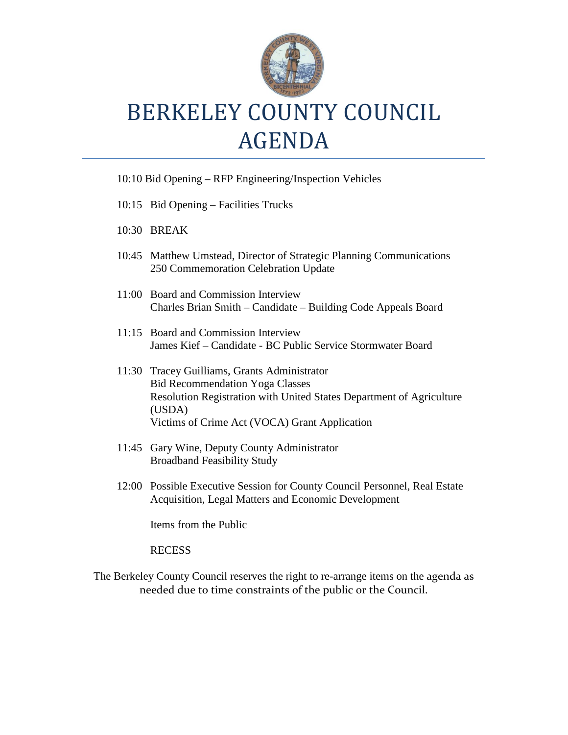# BERKELEY COUNTY COUNCIL AGENDA

10:10 Bid Opening – RFP Engineering/Inspection Vehicles

10:15 Bid Opening – Facilities Trucks

10:30 BREAK

10:45 Matthew Umstead, Director of Strategic Planning Communications
250 Commemoration Celebration Update

11:00 Board and Commission Interview
Charles Brian Smith – Candidate – Building Code Appeals Board

11:15 Board and Commission Interview
James Kief – Candidate - BC Public Service Stormwater Board

11:30 Tracey Guilliams, Grants Administrator
Bid Recommendation Yoga Classes
Resolution Registration with United States Department of Agriculture (USDA)
Victims of Crime Act (VOCA) Grant Application

11:45 Gary Wine, Deputy County Administrator
Broadband Feasibility Study

12:00 Possible Executive Session for County Council Personnel, Real Estate Acquisition, Legal Matters and Economic Development

Items from the Public

RECESS

The Berkeley County Council reserves the right to re-arrange items on the agenda as needed due to time constraints of the public or the Council.